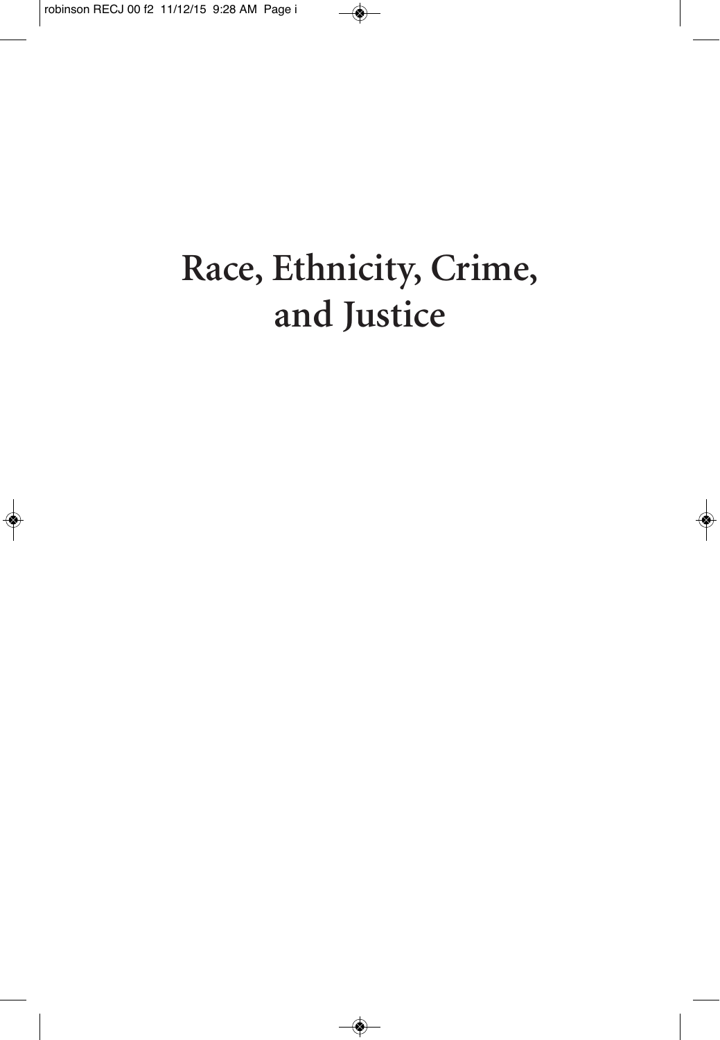# Race, Ethnicity, Crime, and Justice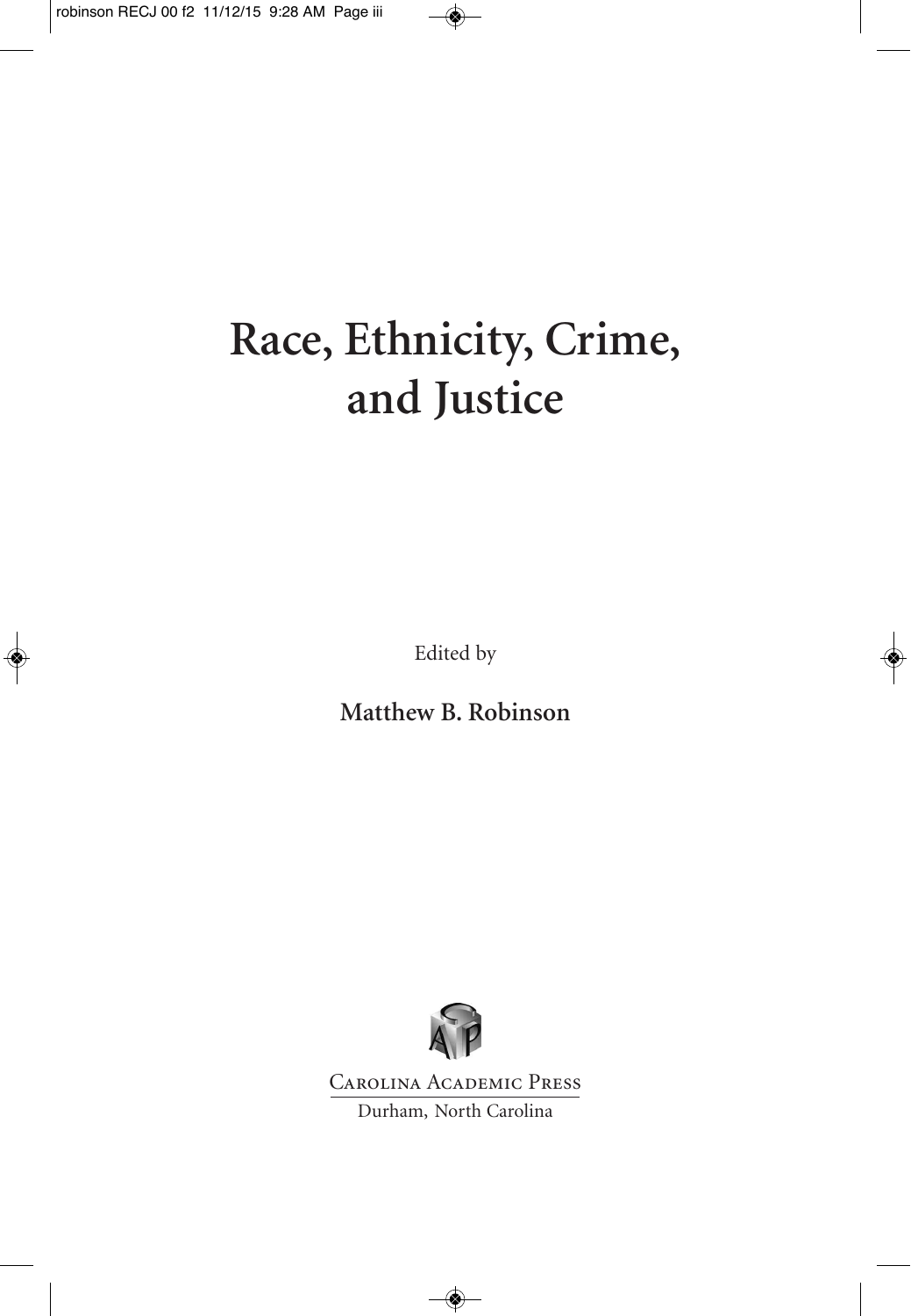# Race, Ethnicity, Crime, and Justice

Edited by

**Matthew B. Robinson**

Carolina Academic Press

Durham, North Carolina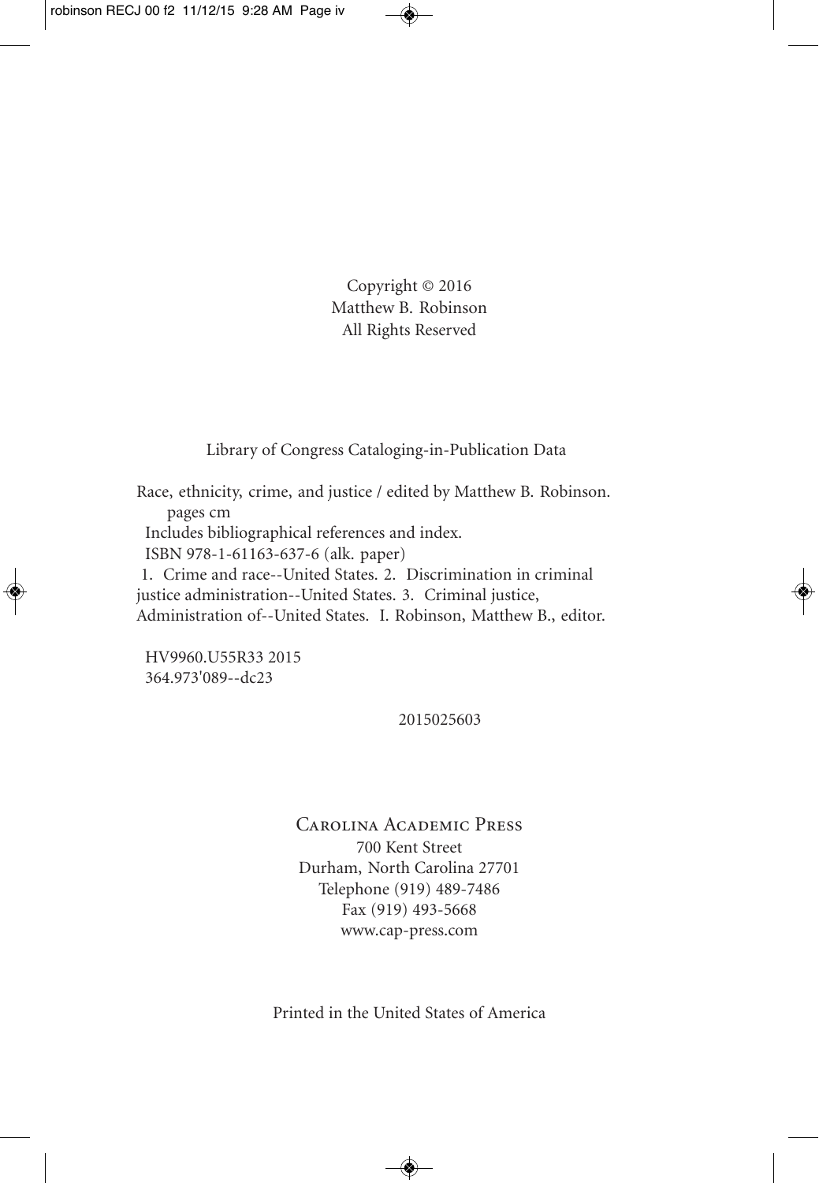Copyright © 2016
Matthew B. Robinson
All Rights Reserved

Library of Congress Cataloging-in-Publication Data

Race, ethnicity, crime, and justice / edited by Matthew B. Robinson.
pages cm
Includes bibliographical references and index.
ISBN 978-1-61163-637-6 (alk. paper)
1. Crime and race--United States. 2. Discrimination in criminal justice administration--United States. 3. Criminal justice, Administration of--United States. I. Robinson, Matthew B., editor.

HV9960.U55R33 2015
364.973'089--dc23

2015025603

CAROLINA ACADEMIC PRESS
700 Kent Street
Durham, North Carolina 27701
Telephone (919) 489-7486
Fax (919) 493-5668
www.cap-press.com

Printed in the United States of America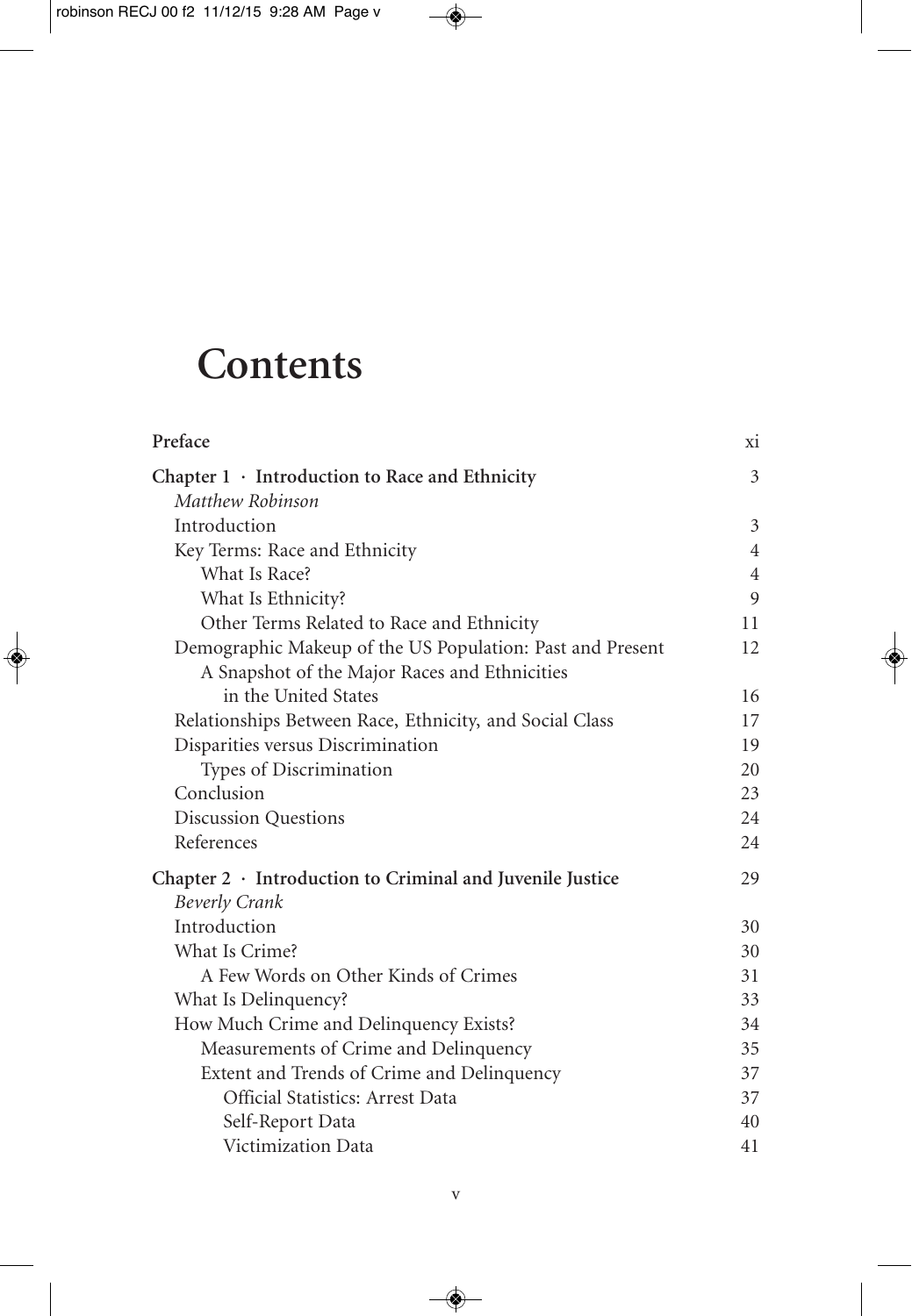# Contents

| | |
|---|---|
| **Preface** | xi |
| **Chapter 1 · Introduction to Race and Ethnicity** | 3 |
| *Matthew Robinson* | |
| Introduction | 3 |
| Key Terms: Race and Ethnicity | 4 |
| What Is Race? | 4 |
| What Is Ethnicity? | 9 |
| Other Terms Related to Race and Ethnicity | 11 |
| Demographic Makeup of the US Population: Past and Present | 12 |
| A Snapshot of the Major Races and Ethnicities in the United States | 16 |
| Relationships Between Race, Ethnicity, and Social Class | 17 |
| Disparities versus Discrimination | 19 |
| Types of Discrimination | 20 |
| Conclusion | 23 |
| Discussion Questions | 24 |
| References | 24 |
| **Chapter 2 · Introduction to Criminal and Juvenile Justice** | 29 |
| *Beverly Crank* | |
| Introduction | 30 |
| What Is Crime? | 30 |
| A Few Words on Other Kinds of Crimes | 31 |
| What Is Delinquency? | 33 |
| How Much Crime and Delinquency Exists? | 34 |
| Measurements of Crime and Delinquency | 35 |
| Extent and Trends of Crime and Delinquency | 37 |
| Official Statistics: Arrest Data | 37 |
| Self-Report Data | 40 |
| Victimization Data | 41 |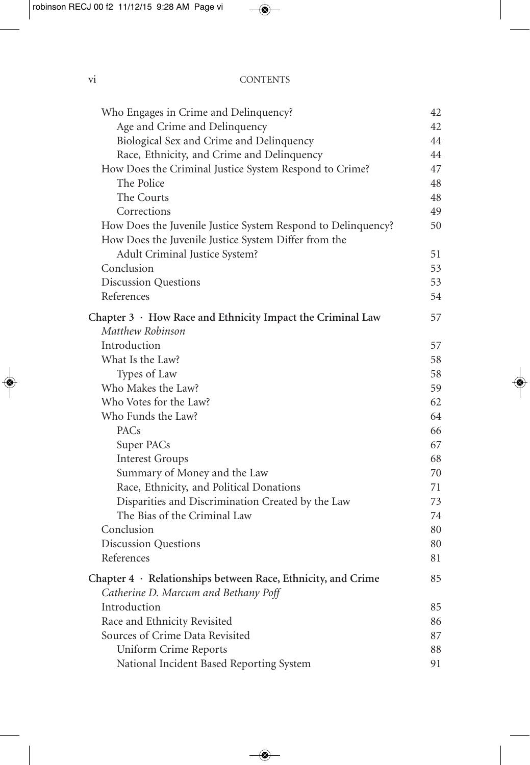Who Engages in Crime and Delinquency? 42
- Age and Crime and Delinquency 42
- Biological Sex and Crime and Delinquency 44
- Race, Ethnicity, and Crime and Delinquency 44

How Does the Criminal Justice System Respond to Crime? 47
- The Police 48
- The Courts 48
- Corrections 49

How Does the Juvenile Justice System Respond to Delinquency? 50

How Does the Juvenile Justice System Differ from the Adult Criminal Justice System? 51

Conclusion 53

Discussion Questions 53

References 54

**Chapter 3 · How Race and Ethnicity Impact the Criminal Law** 57

*Matthew Robinson*

Introduction 57

What Is the Law? 58
- Types of Law 58

Who Makes the Law? 59

Who Votes for the Law? 62

Who Funds the Law? 64
- PACs 66
- Super PACs 67
- Interest Groups 68
- Summary of Money and the Law 70
- Race, Ethnicity, and Political Donations 71
- Disparities and Discrimination Created by the Law 73
- The Bias of the Criminal Law 74

Conclusion 80

Discussion Questions 80

References 81

**Chapter 4 · Relationships between Race, Ethnicity, and Crime** 85

*Catherine D. Marcum and Bethany Poff*

Introduction 85

Race and Ethnicity Revisited 86

Sources of Crime Data Revisited 87
- Uniform Crime Reports 88
- National Incident Based Reporting System 91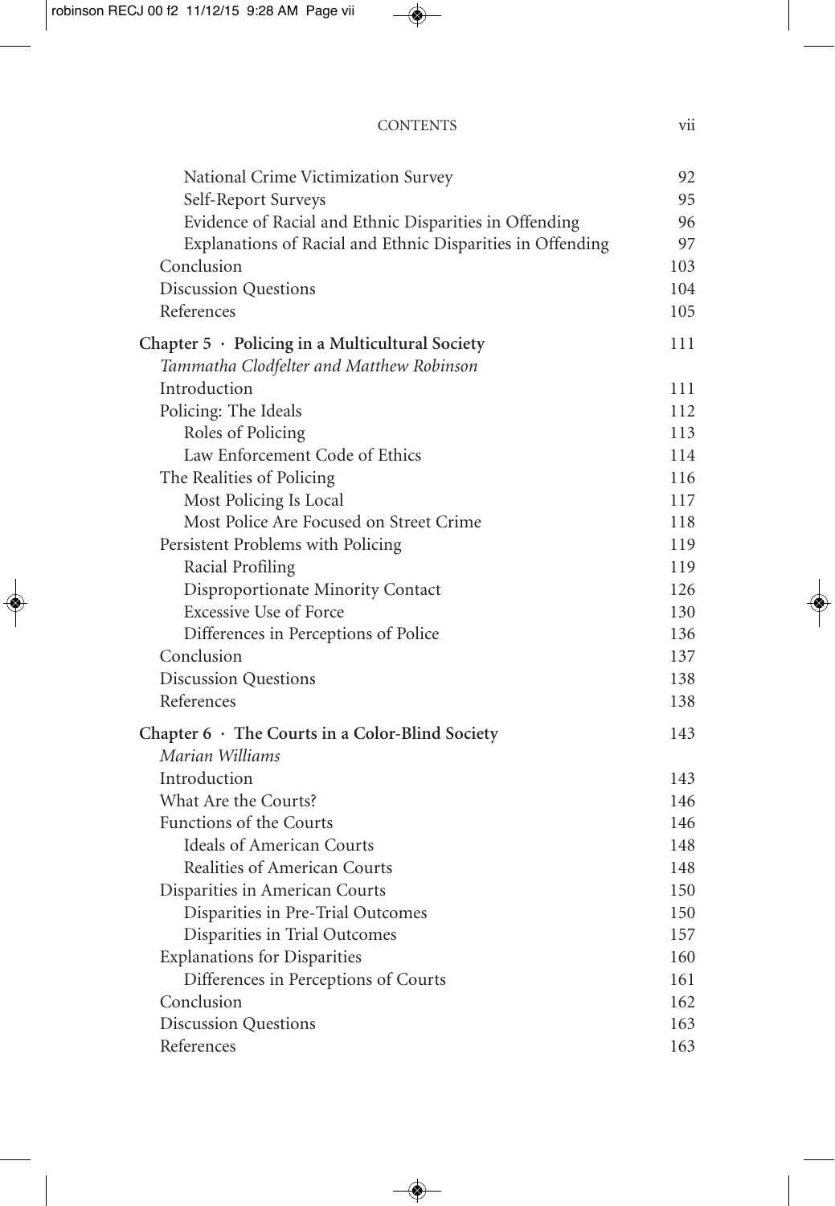| | |
|---|---|
| National Crime Victimization Survey | 92 |
| Self-Report Surveys | 95 |
| Evidence of Racial and Ethnic Disparities in Offending | 96 |
| Explanations of Racial and Ethnic Disparities in Offending | 97 |
| Conclusion | 103 |
| Discussion Questions | 104 |
| References | 105 |
| **Chapter 5 · Policing in a Multicultural Society** | 111 |
| *Tammatha Clodfelter and Matthew Robinson* | |
| Introduction | 111 |
| Policing: The Ideals | 112 |
| Roles of Policing | 113 |
| Law Enforcement Code of Ethics | 114 |
| The Realities of Policing | 116 |
| Most Policing Is Local | 117 |
| Most Police Are Focused on Street Crime | 118 |
| Persistent Problems with Policing | 119 |
| Racial Profiling | 119 |
| Disproportionate Minority Contact | 126 |
| Excessive Use of Force | 130 |
| Differences in Perceptions of Police | 136 |
| Conclusion | 137 |
| Discussion Questions | 138 |
| References | 138 |
| **Chapter 6 · The Courts in a Color-Blind Society** | 143 |
| *Marian Williams* | |
| Introduction | 143 |
| What Are the Courts? | 146 |
| Functions of the Courts | 146 |
| Ideals of American Courts | 148 |
| Realities of American Courts | 148 |
| Disparities in American Courts | 150 |
| Disparities in Pre-Trial Outcomes | 150 |
| Disparities in Trial Outcomes | 157 |
| Explanations for Disparities | 160 |
| Differences in Perceptions of Courts | 161 |
| Conclusion | 162 |
| Discussion Questions | 163 |
| References | 163 |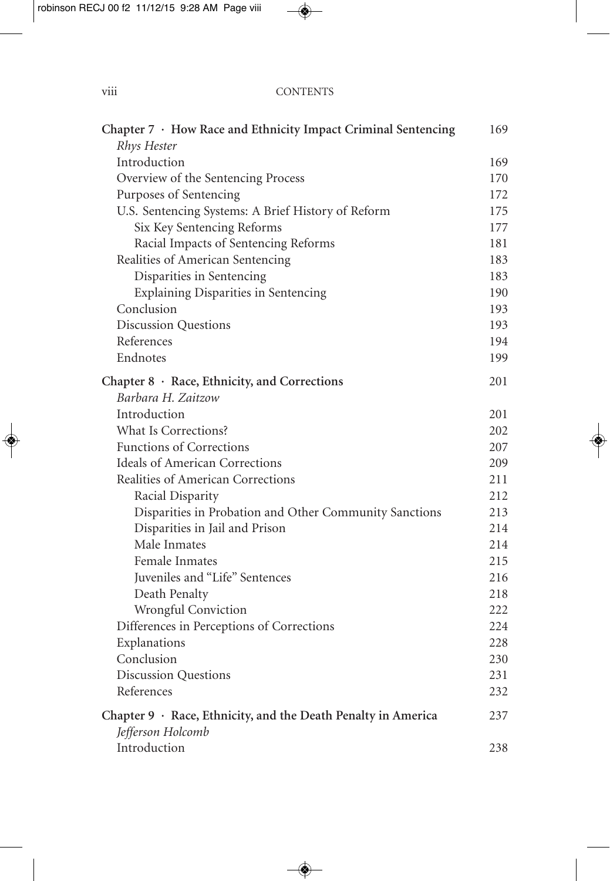| | |
|---|---|
| **Chapter 7 · How Race and Ethnicity Impact Criminal Sentencing** | 169 |
| *Rhys Hester* | |
| Introduction | 169 |
| Overview of the Sentencing Process | 170 |
| Purposes of Sentencing | 172 |
| U.S. Sentencing Systems: A Brief History of Reform | 175 |
| Six Key Sentencing Reforms | 177 |
| Racial Impacts of Sentencing Reforms | 181 |
| Realities of American Sentencing | 183 |
| Disparities in Sentencing | 183 |
| Explaining Disparities in Sentencing | 190 |
| Conclusion | 193 |
| Discussion Questions | 193 |
| References | 194 |
| Endnotes | 199 |
| **Chapter 8 · Race, Ethnicity, and Corrections** | 201 |
| *Barbara H. Zaitzow* | |
| Introduction | 201 |
| What Is Corrections? | 202 |
| Functions of Corrections | 207 |
| Ideals of American Corrections | 209 |
| Realities of American Corrections | 211 |
| Racial Disparity | 212 |
| Disparities in Probation and Other Community Sanctions | 213 |
| Disparities in Jail and Prison | 214 |
| Male Inmates | 214 |
| Female Inmates | 215 |
| Juveniles and "Life" Sentences | 216 |
| Death Penalty | 218 |
| Wrongful Conviction | 222 |
| Differences in Perceptions of Corrections | 224 |
| Explanations | 228 |
| Conclusion | 230 |
| Discussion Questions | 231 |
| References | 232 |
| **Chapter 9 · Race, Ethnicity, and the Death Penalty in America** | 237 |
| *Jefferson Holcomb* | |
| Introduction | 238 |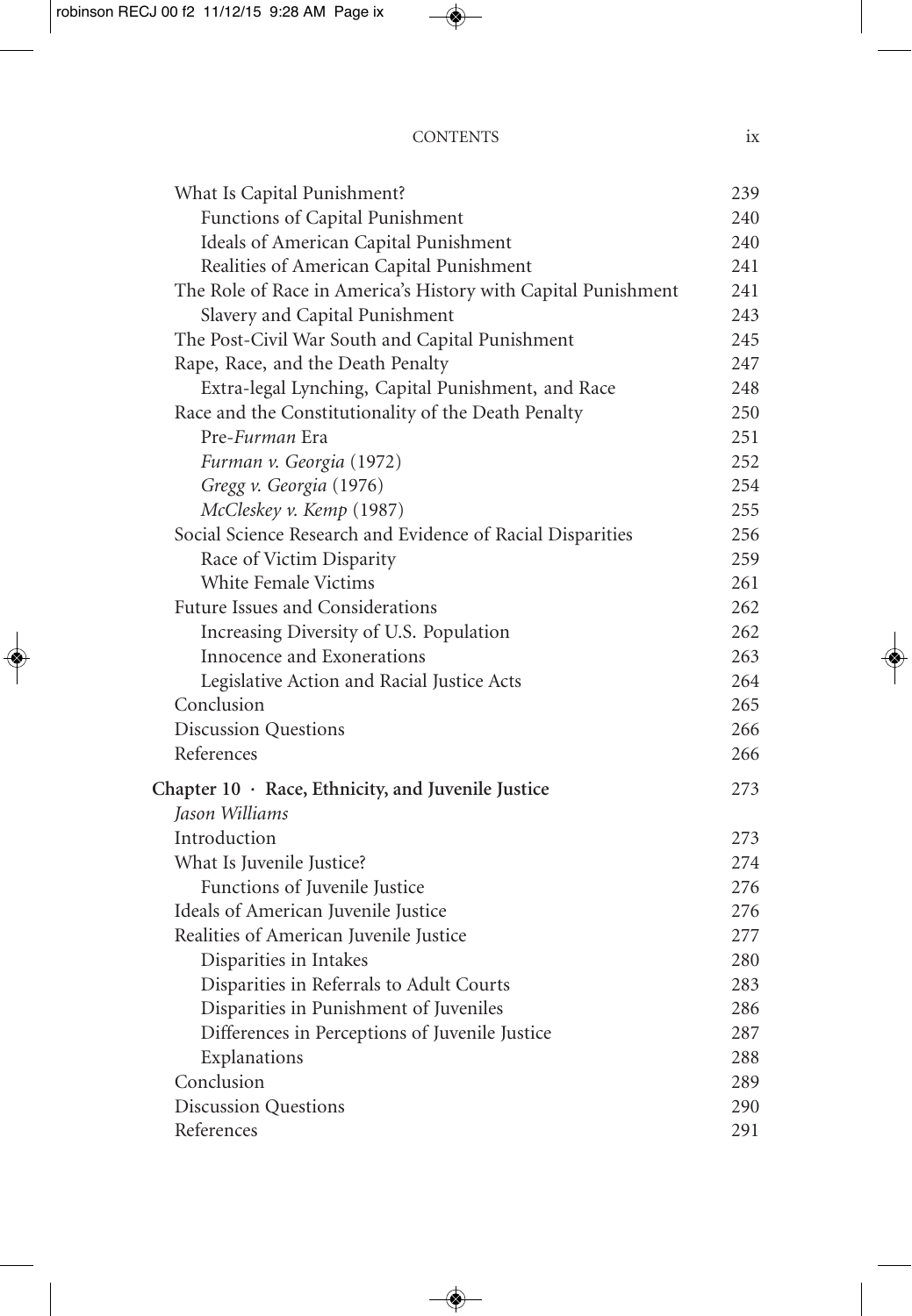What Is Capital Punishment? 239
  Functions of Capital Punishment 240
  Ideals of American Capital Punishment 240
  Realities of American Capital Punishment 241
The Role of Race in America's History with Capital Punishment 241
  Slavery and Capital Punishment 243
The Post-Civil War South and Capital Punishment 245
Rape, Race, and the Death Penalty 247
  Extra-legal Lynching, Capital Punishment, and Race 248
Race and the Constitutionality of the Death Penalty 250
  Pre-*Furman* Era 251
  *Furman v. Georgia* (1972) 252
  *Gregg v. Georgia* (1976) 254
  *McCleskey v. Kemp* (1987) 255
Social Science Research and Evidence of Racial Disparities 256
  Race of Victim Disparity 259
  White Female Victims 261
Future Issues and Considerations 262
  Increasing Diversity of U.S. Population 262
  Innocence and Exonerations 263
  Legislative Action and Racial Justice Acts 264
Conclusion 265
Discussion Questions 266
References 266

**Chapter 10 · Race, Ethnicity, and Juvenile Justice** 273
*Jason Williams*
Introduction 273
What Is Juvenile Justice? 274
  Functions of Juvenile Justice 276
Ideals of American Juvenile Justice 276
Realities of American Juvenile Justice 277
  Disparities in Intakes 280
  Disparities in Referrals to Adult Courts 283
  Disparities in Punishment of Juveniles 286
  Differences in Perceptions of Juvenile Justice 287
  Explanations 288
Conclusion 289
Discussion Questions 290
References 291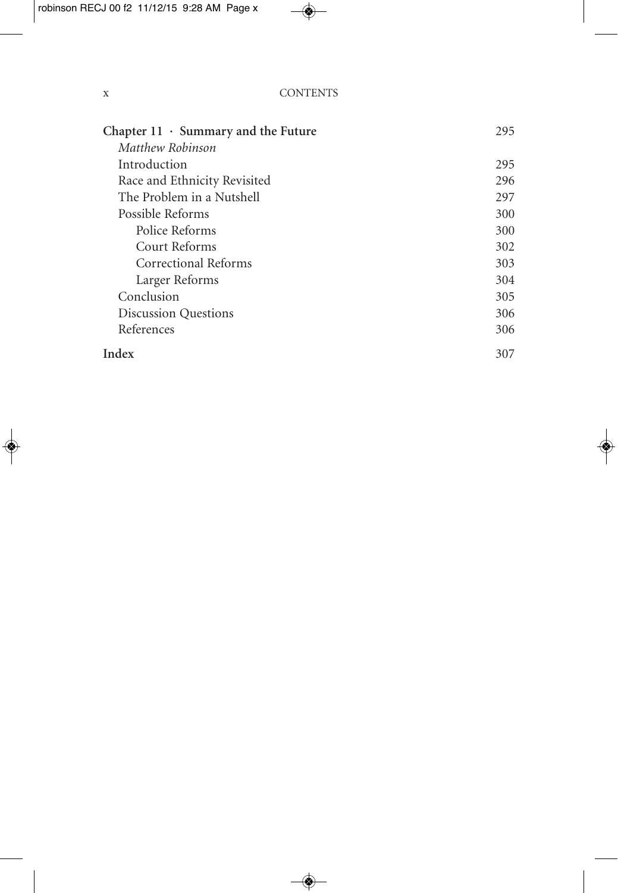**Chapter 11 · Summary and the Future** 295

*Matthew Robinson*

Introduction 295

Race and Ethnicity Revisited 296

The Problem in a Nutshell 297

Possible Reforms 300

Police Reforms 300

Court Reforms 302

Correctional Reforms 303

Larger Reforms 304

Conclusion 305

Discussion Questions 306

References 306

**Index** 307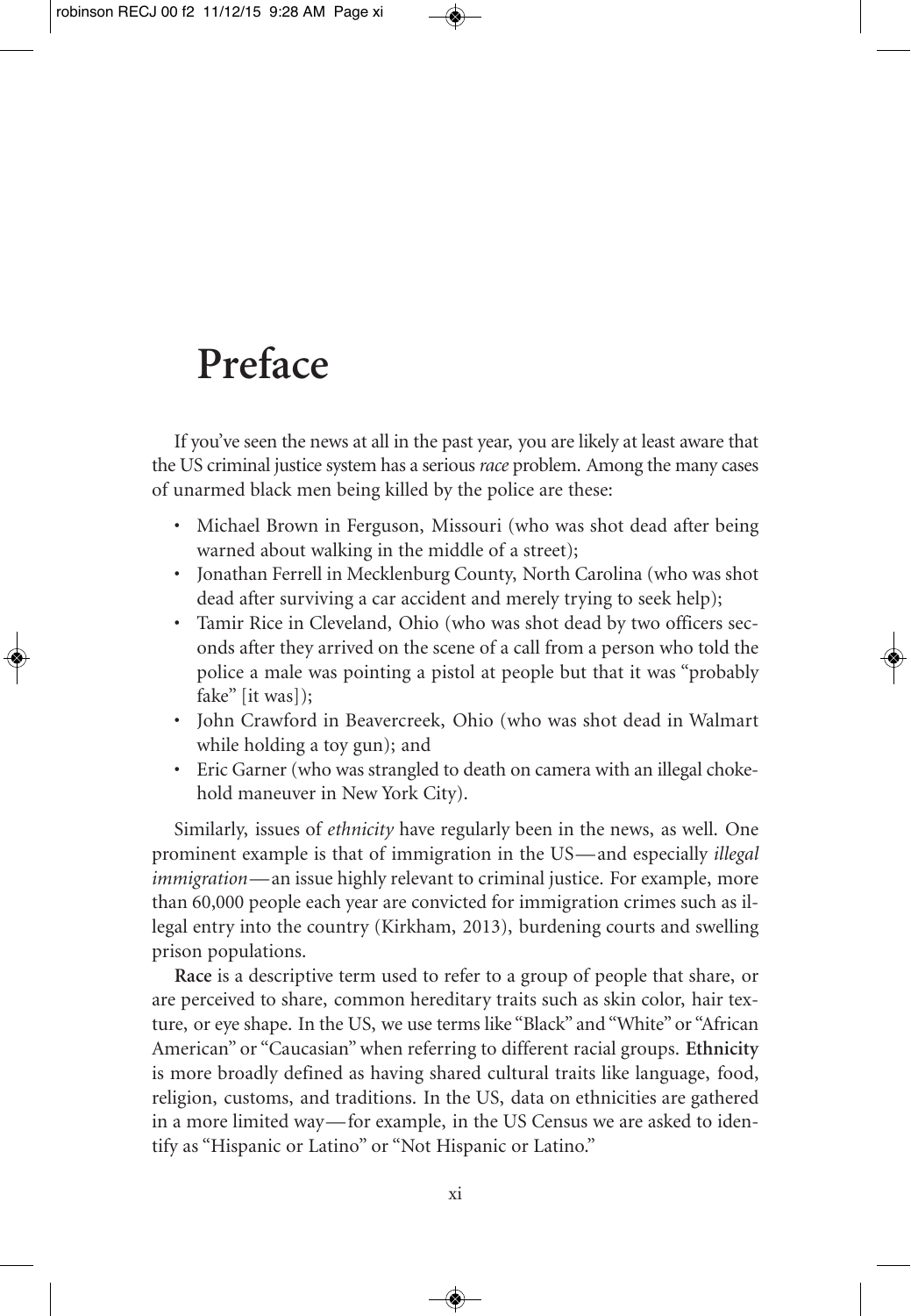# Preface

If you've seen the news at all in the past year, you are likely at least aware that the US criminal justice system has a serious *race* problem. Among the many cases of unarmed black men being killed by the police are these:

- Michael Brown in Ferguson, Missouri (who was shot dead after being warned about walking in the middle of a street);
- Jonathan Ferrell in Mecklenburg County, North Carolina (who was shot dead after surviving a car accident and merely trying to seek help);
- Tamir Rice in Cleveland, Ohio (who was shot dead by two officers seconds after they arrived on the scene of a call from a person who told the police a male was pointing a pistol at people but that it was "probably fake" [it was]);
- John Crawford in Beavercreek, Ohio (who was shot dead in Walmart while holding a toy gun); and
- Eric Garner (who was strangled to death on camera with an illegal chokehold maneuver in New York City).

Similarly, issues of *ethnicity* have regularly been in the news, as well. One prominent example is that of immigration in the US—and especially *illegal immigration*—an issue highly relevant to criminal justice. For example, more than 60,000 people each year are convicted for immigration crimes such as illegal entry into the country (Kirkham, 2013), burdening courts and swelling prison populations.

**Race** is a descriptive term used to refer to a group of people that share, or are perceived to share, common hereditary traits such as skin color, hair texture, or eye shape. In the US, we use terms like "Black" and "White" or "African American" or "Caucasian" when referring to different racial groups. **Ethnicity** is more broadly defined as having shared cultural traits like language, food, religion, customs, and traditions. In the US, data on ethnicities are gathered in a more limited way—for example, in the US Census we are asked to identify as "Hispanic or Latino" or "Not Hispanic or Latino."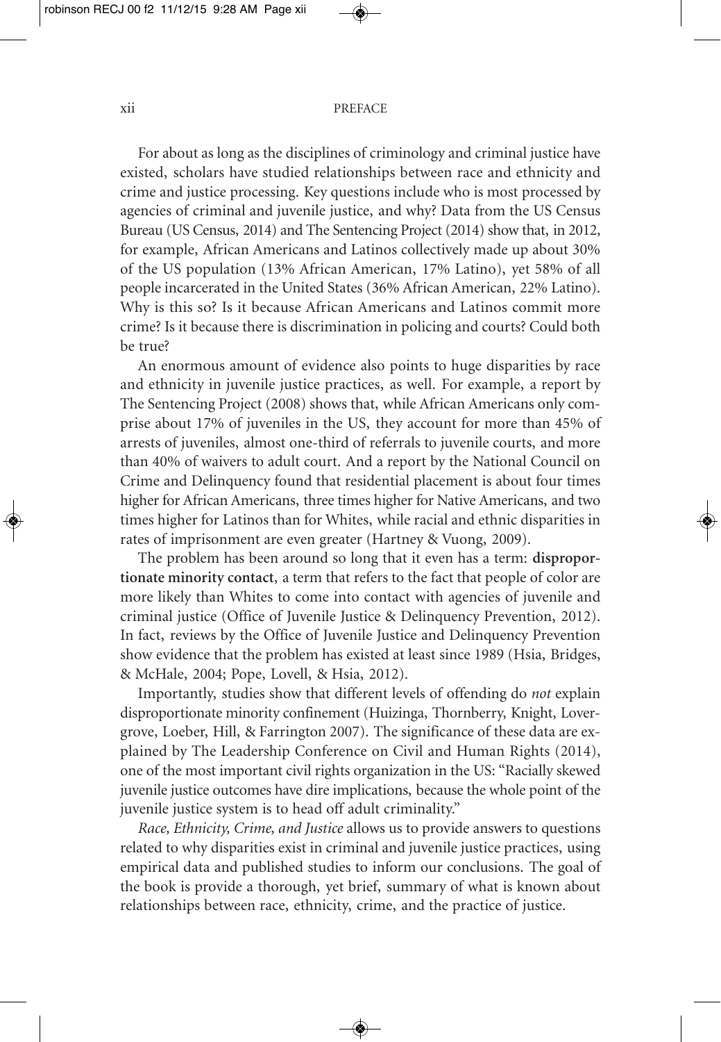For about as long as the disciplines of criminology and criminal justice have existed, scholars have studied relationships between race and ethnicity and crime and justice processing. Key questions include who is most processed by agencies of criminal and juvenile justice, and why? Data from the US Census Bureau (US Census, 2014) and The Sentencing Project (2014) show that, in 2012, for example, African Americans and Latinos collectively made up about 30% of the US population (13% African American, 17% Latino), yet 58% of all people incarcerated in the United States (36% African American, 22% Latino). Why is this so? Is it because African Americans and Latinos commit more crime? Is it because there is discrimination in policing and courts? Could both be true?

An enormous amount of evidence also points to huge disparities by race and ethnicity in juvenile justice practices, as well. For example, a report by The Sentencing Project (2008) shows that, while African Americans only comprise about 17% of juveniles in the US, they account for more than 45% of arrests of juveniles, almost one-third of referrals to juvenile courts, and more than 40% of waivers to adult court. And a report by the National Council on Crime and Delinquency found that residential placement is about four times higher for African Americans, three times higher for Native Americans, and two times higher for Latinos than for Whites, while racial and ethnic disparities in rates of imprisonment are even greater (Hartney & Vuong, 2009).

The problem has been around so long that it even has a term: **disproportionate minority contact**, a term that refers to the fact that people of color are more likely than Whites to come into contact with agencies of juvenile and criminal justice (Office of Juvenile Justice & Delinquency Prevention, 2012). In fact, reviews by the Office of Juvenile Justice and Delinquency Prevention show evidence that the problem has existed at least since 1989 (Hsia, Bridges, & McHale, 2004; Pope, Lovell, & Hsia, 2012).

Importantly, studies show that different levels of offending do *not* explain disproportionate minority confinement (Huizinga, Thornberry, Knight, Lovergrove, Loeber, Hill, & Farrington 2007). The significance of these data are explained by The Leadership Conference on Civil and Human Rights (2014), one of the most important civil rights organization in the US: "Racially skewed juvenile justice outcomes have dire implications, because the whole point of the juvenile justice system is to head off adult criminality."

*Race, Ethnicity, Crime, and Justice* allows us to provide answers to questions related to why disparities exist in criminal and juvenile justice practices, using empirical data and published studies to inform our conclusions. The goal of the book is provide a thorough, yet brief, summary of what is known about relationships between race, ethnicity, crime, and the practice of justice.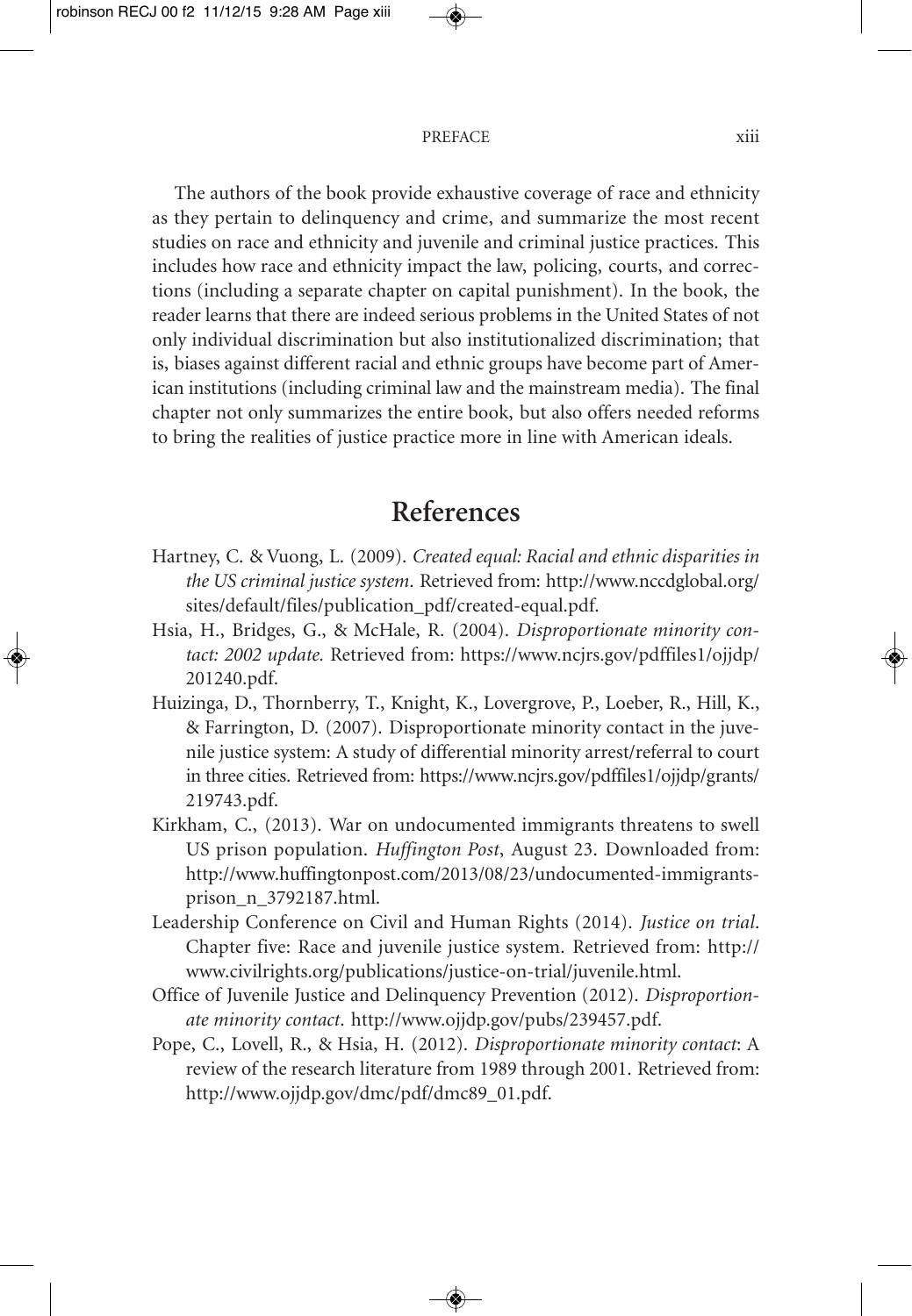The authors of the book provide exhaustive coverage of race and ethnicity as they pertain to delinquency and crime, and summarize the most recent studies on race and ethnicity and juvenile and criminal justice practices. This includes how race and ethnicity impact the law, policing, courts, and corrections (including a separate chapter on capital punishment). In the book, the reader learns that there are indeed serious problems in the United States of not only individual discrimination but also institutionalized discrimination; that is, biases against different racial and ethnic groups have become part of American institutions (including criminal law and the mainstream media). The final chapter not only summarizes the entire book, but also offers needed reforms to bring the realities of justice practice more in line with American ideals.

## References

Hartney, C. & Vuong, L. (2009). *Created equal: Racial and ethnic disparities in the US criminal justice system.* Retrieved from: http://www.nccdglobal.org/sites/default/files/publication_pdf/created-equal.pdf.

Hsia, H., Bridges, G., & McHale, R. (2004). *Disproportionate minority contact: 2002 update.* Retrieved from: https://www.ncjrs.gov/pdffiles1/ojjdp/201240.pdf.

Huizinga, D., Thornberry, T., Knight, K., Lovergrove, P., Loeber, R., Hill, K., & Farrington, D. (2007). Disproportionate minority contact in the juvenile justice system: A study of differential minority arrest/referral to court in three cities. Retrieved from: https://www.ncjrs.gov/pdffiles1/ojjdp/grants/219743.pdf.

Kirkham, C., (2013). War on undocumented immigrants threatens to swell US prison population. *Huffington Post*, August 23. Downloaded from: http://www.huffingtonpost.com/2013/08/23/undocumented-immigrants-prison_n_3792187.html.

Leadership Conference on Civil and Human Rights (2014). *Justice on trial.* Chapter five: Race and juvenile justice system. Retrieved from: http://www.civilrights.org/publications/justice-on-trial/juvenile.html.

Office of Juvenile Justice and Delinquency Prevention (2012). *Disproportionate minority contact.* http://www.ojjdp.gov/pubs/239457.pdf.

Pope, C., Lovell, R., & Hsia, H. (2012). *Disproportionate minority contact*: A review of the research literature from 1989 through 2001. Retrieved from: http://www.ojjdp.gov/dmc/pdf/dmc89_01.pdf.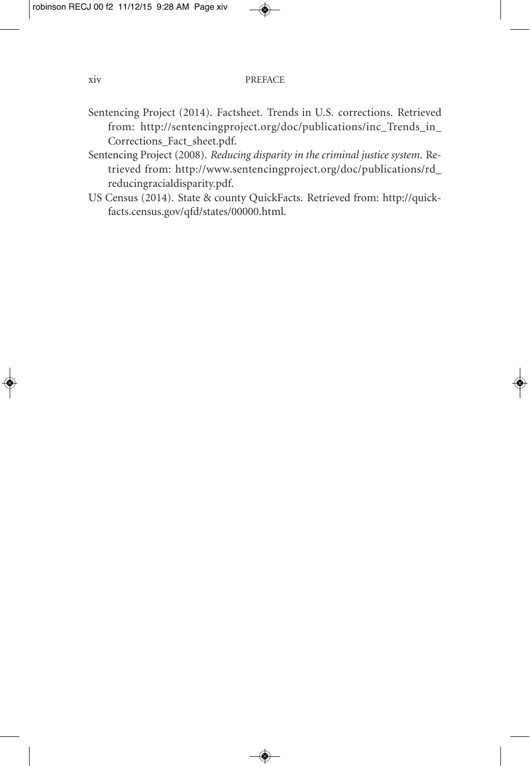Sentencing Project (2014). Factsheet. Trends in U.S. corrections. Retrieved from: http://sentencingproject.org/doc/publications/inc_Trends_in_Corrections_Fact_sheet.pdf.

Sentencing Project (2008). *Reducing disparity in the criminal justice system*. Retrieved from: http://www.sentencingproject.org/doc/publications/rd_reducingracialdisparity.pdf.

US Census (2014). State & county QuickFacts. Retrieved from: http://quickfacts.census.gov/qfd/states/00000.html.